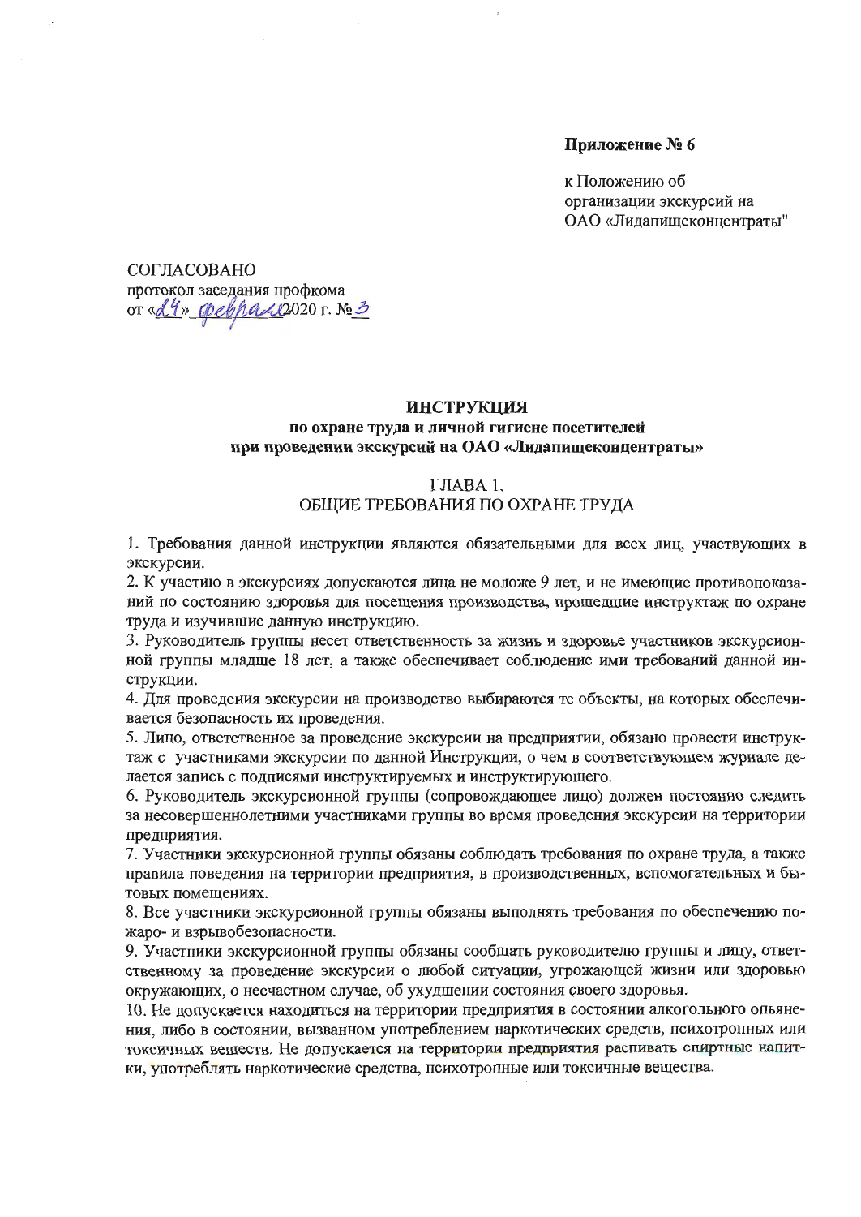**Приложение № 6**

к Положению об организации экскурсий на ОАО «Лидапищеконцентраты"

СОГЛАСОВАНО
протокол заседания профкома
от «24» февраля 2020 г. № 3

**ИНСТРУКЦИЯ**
**по охране труда и личной гигиене посетителей при проведении экскурсий на ОАО «Лидапищеконцентраты»**

## ГЛАВА 1. ОБЩИЕ ТРЕБОВАНИЯ ПО ОХРАНЕ ТРУДА

1. Требования данной инструкции являются обязательными для всех лиц, участвующих в экскурсии.
2. К участию в экскурсиях допускаются лица не моложе 9 лет, и не имеющие противопоказаний по состоянию здоровья для посещения производства, прошедшие инструктаж по охране труда и изучившие данную инструкцию.
3. Руководитель группы несет ответственность за жизнь и здоровье участников экскурсионной группы младше 18 лет, а также обеспечивает соблюдение ими требований данной инструкции.
4. Для проведения экскурсии на производство выбираются те объекты, на которых обеспечивается безопасность их проведения.
5. Лицо, ответственное за проведение экскурсии на предприятии, обязано провести инструктаж с участниками экскурсии по данной Инструкции, о чем в соответствующем журнале делается запись с подписями инструктируемых и инструктирующего.
6. Руководитель экскурсионной группы (сопровождающее лицо) должен постоянно следить за несовершеннолетними участниками группы во время проведения экскурсии на территории предприятия.
7. Участники экскурсионной группы обязаны соблюдать требования по охране труда, а также правила поведения на территории предприятия, в производственных, вспомогательных и бытовых помещениях.
8. Все участники экскурсионной группы обязаны выполнять требования по обеспечению пожаро- и взрывобезопасности.
9. Участники экскурсионной группы обязаны сообщать руководителю группы и лицу, ответственному за проведение экскурсии о любой ситуации, угрожающей жизни или здоровью окружающих, о несчастном случае, об ухудшении состояния своего здоровья.
10. Не допускается находиться на территории предприятия в состоянии алкогольного опьянения, либо в состоянии, вызванном употреблением наркотических средств, психотропных или токсичных веществ. Не допускается на территории предприятия распивать спиртные напитки, употреблять наркотические средства, психотропные или токсичные вещества.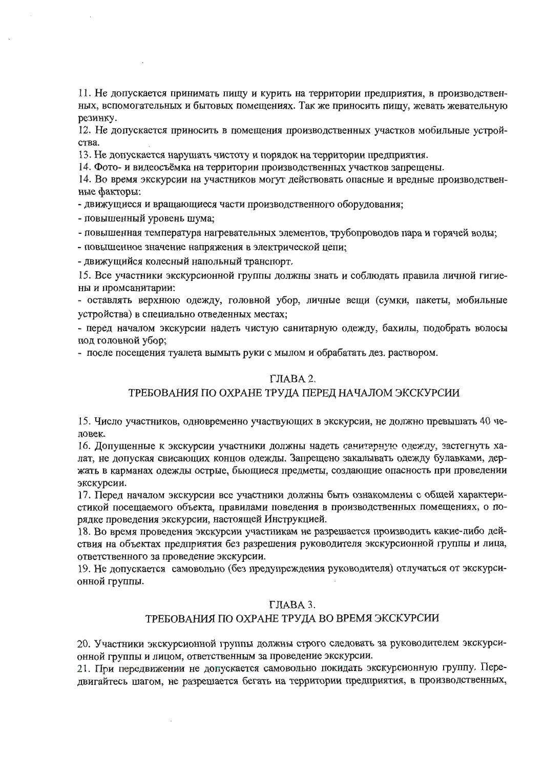11. Не допускается принимать пищу и курить на территории предприятия, в производственных, вспомогательных и бытовых помещениях. Так же приносить пищу, жевать жевательную резинку.

12. Не допускается приносить в помещения производственных участков мобильные устройства.

13. Не допускается нарушать чистоту и порядок на территории предприятия.

14. Фото- и видеосъёмка на территории производственных участков запрещены.

14. Во время экскурсии на участников могут действовать опасные и вредные производственные факторы:

- движущиеся и вращающиеся части производственного оборудования;
- повышенный уровень шума;
- повышенная температура нагревательных элементов, трубопроводов пара и горячей воды;
- повышенное значение напряжения в электрической цепи;
- движущийся колесный напольный транспорт.

15. Все участники экскурсионной группы должны знать и соблюдать правила личной гигиены и промсанитарии:

- оставлять верхнюю одежду, головной убор, личные вещи (сумки, пакеты, мобильные устройства) в специально отведенных местах;
- перед началом экскурсии надеть чистую санитарную одежду, бахилы, подобрать волосы под головной убор;
- после посещения туалета вымыть руки с мылом и обрабатать дез. раствором.

## ГЛАВА 2.
## ТРЕБОВАНИЯ ПО ОХРАНЕ ТРУДА ПЕРЕД НАЧАЛОМ ЭКСКУРСИИ

15. Число участников, одновременно участвующих в экскурсии, не должно превышать 40 человек.

16. Допущенные к экскурсии участники должны надеть санитарную одежду, застегнуть халат, не допуская свисающих концов одежды. Запрещено закалывать одежду булавками, держать в карманах одежды острые, бьющиеся предметы, создающие опасность при проведении экскурсии.

17. Перед началом экскурсии все участники должны быть ознакомлены с общей характеристикой посещаемого объекта, правилами поведения в производственных помещениях, о порядке проведения экскурсии, настоящей Инструкцией.

18. Во время проведения экскурсии участникам не разрешается производить какие-либо действия на объектах предприятия без разрешения руководителя экскурсионной группы и лица, ответственного за проведение экскурсии.

19. Не допускается самовольно (без предупреждения руководителя) отлучаться от экскурсионной группы.

## ГЛАВА 3.
## ТРЕБОВАНИЯ ПО ОХРАНЕ ТРУДА ВО ВРЕМЯ ЭКСКУРСИИ

20. Участники экскурсионной группы должны строго следовать за руководителем экскурсионной группы и лицом, ответственным за проведение экскурсии.

21. При передвижении не допускается самовольно покидать экскурсионную группу. Передвигайтесь шагом, не разрешается бегать на территории предприятия, в производственных,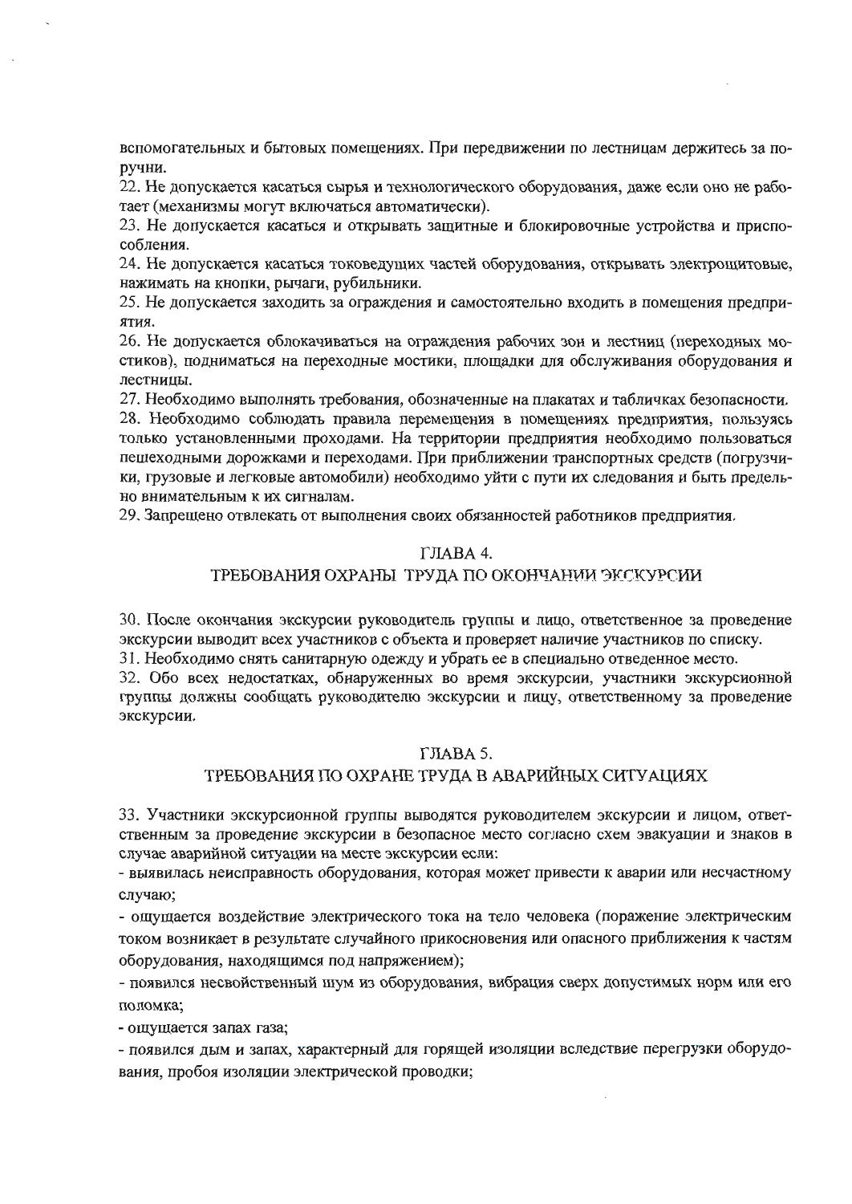вспомогательных и бытовых помещениях. При передвижении по лестницам держитесь за поручни.

22. Не допускается касаться сырья и технологического оборудования, даже если оно не работает (механизмы могут включаться автоматически).

23. Не допускается касаться и открывать защитные и блокировочные устройства и приспособления.

24. Не допускается касаться токоведущих частей оборудования, открывать электрощитовые, нажимать на кнопки, рычаги, рубильники.

25. Не допускается заходить за ограждения и самостоятельно входить в помещения предприятия.

26. Не допускается облокачиваться на ограждения рабочих зон и лестниц (переходных мостиков), подниматься на переходные мостики, площадки для обслуживания оборудования и лестницы.

27. Необходимо выполнять требования, обозначенные на плакатах и табличках безопасности.

28. Необходимо соблюдать правила перемещения в помещениях предприятия, пользуясь только установленными проходами. На территории предприятия необходимо пользоваться пешеходными дорожками и переходами. При приближении транспортных средств (погрузчики, грузовые и легковые автомобили) необходимо уйти с пути их следования и быть предельно внимательным к их сигналам.

29. Запрещено отвлекать от выполнения своих обязанностей работников предприятия.

## ГЛАВА 4.
## ТРЕБОВАНИЯ ОХРАНЫ ТРУДА ПО ОКОНЧАНИИ ЭКСКУРСИИ

30. После окончания экскурсии руководитель группы и лицо, ответственное за проведение экскурсии выводит всех участников с объекта и проверяет наличие участников по списку.

31. Необходимо снять санитарную одежду и убрать ее в специально отведенное место.

32. Обо всех недостатках, обнаруженных во время экскурсии, участники экскурсионной группы должны сообщать руководителю экскурсии и лицу, ответственному за проведение экскурсии.

## ГЛАВА 5.
## ТРЕБОВАНИЯ ПО ОХРАНЕ ТРУДА В АВАРИЙНЫХ СИТУАЦИЯХ

33. Участники экскурсионной группы выводятся руководителем экскурсии и лицом, ответственным за проведение экскурсии в безопасное место согласно схем эвакуации и знаков в случае аварийной ситуации на месте экскурсии если:

- выявилась неисправность оборудования, которая может привести к аварии или несчастному случаю;
- ощущается воздействие электрического тока на тело человека (поражение электрическим током возникает в результате случайного прикосновения или опасного приближения к частям оборудования, находящимся под напряжением);
- появился несвойственный шум из оборудования, вибрация сверх допустимых норм или его поломка;
- ощущается запах газа;
- появился дым и запах, характерный для горящей изоляции вследствие перегрузки оборудования, пробоя изоляции электрической проводки;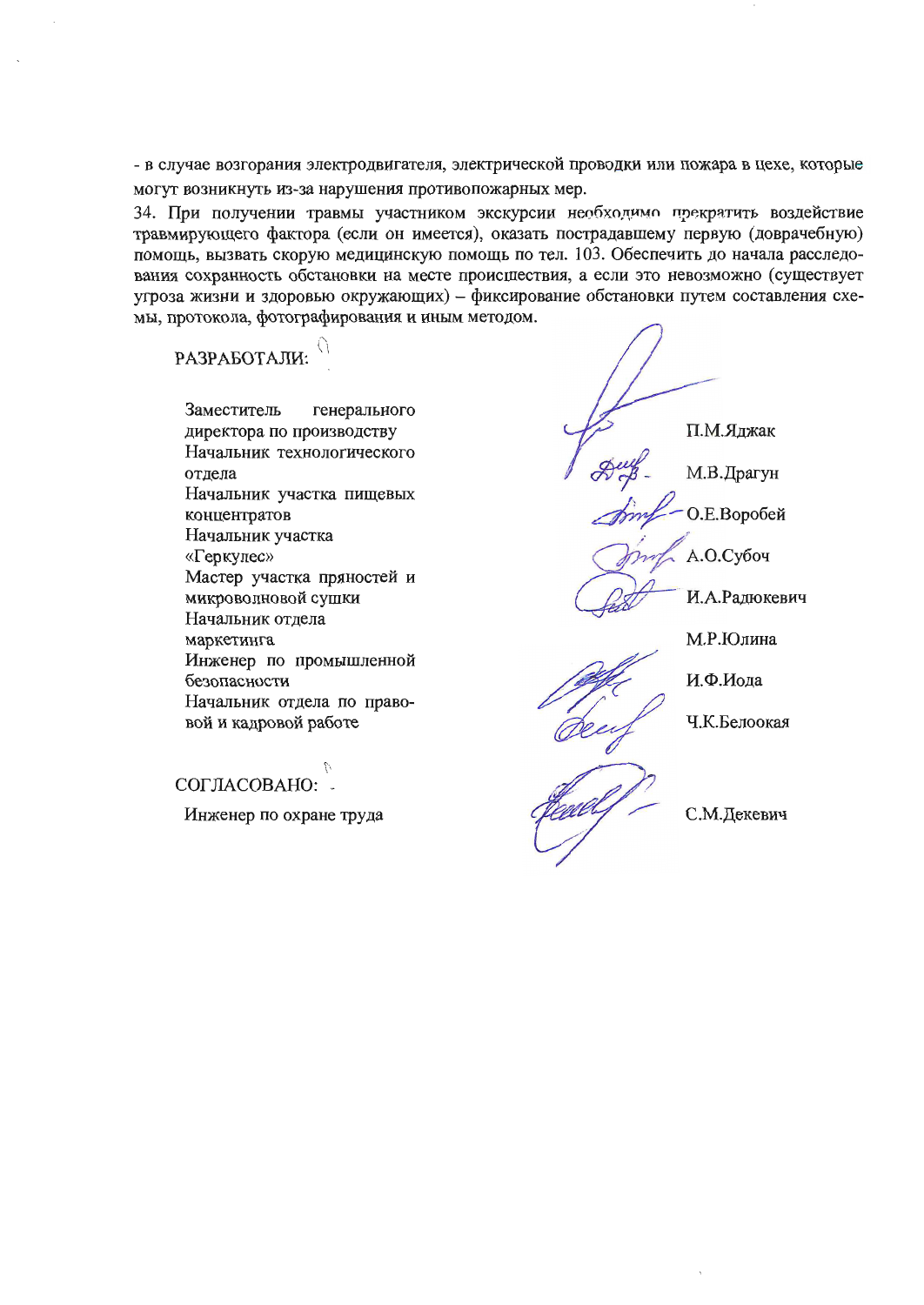- в случае возгорания электродвигателя, электрической проводки или пожара в цехе, которые могут возникнуть из-за нарушения противопожарных мер.

34. При получении травмы участником экскурсии необходимо прекратить воздействие травмирующего фактора (если он имеется), оказать пострадавшему первую (доврачебную) помощь, вызвать скорую медицинскую помощь по тел. 103. Обеспечить до начала расследования сохранность обстановки на месте происшествия, а если это невозможно (существует угроза жизни и здоровью окружающих) – фиксирование обстановки путем составления схемы, протокола, фотографирования и иным методом.

РАЗРАБОТАЛИ:

| | |
|---|---|
| Заместитель генерального директора по производству | П.М.Яджак |
| Начальник технологического отдела | М.В.Драгун |
| Начальник участка пищевых концентратов | О.Е.Воробей |
| Начальник участка «Геркулес» | А.О.Субоч |
| Мастер участка пряностей и микроволновой сушки | И.А.Радюкевич |
| Начальник отдела маркетинга | М.Р.Юлина |
| Инженер по промышленной безопасности | И.Ф.Иода |
| Начальник отдела по правовой и кадровой работе | Ч.К.Белоокая |

СОГЛАСОВАНО:

| | |
|---|---|
| Инженер по охране труда | С.М.Декевич |